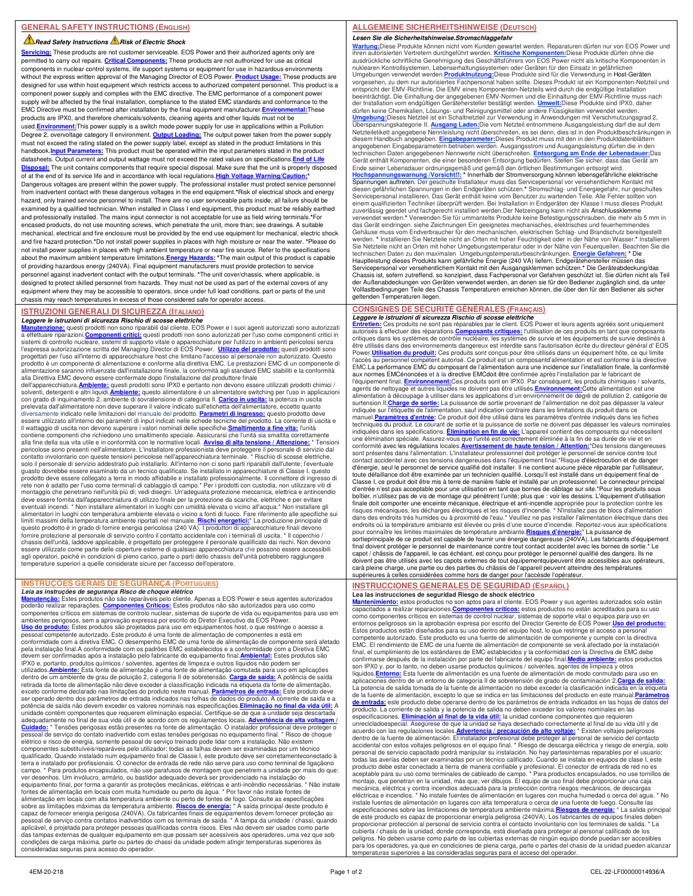## GENERAL SAFETY INSTRUCTIONS (ENGLISH)

***Read Safety Instructions*** ***Risk of Electric Shock***

**Servicing:** These products are not customer serviceable. EOS Power and their authorized agents only are permitted to carry out repairs. **Critical Components:** These products are not authorized for use as critical components in nuclear control systems, life support systems or equipment for use in hazardous environments without the express written approval of the Managing Director of EOS Power. **Product Usage:** These products are designed for use within host equipment which restricts access to authorized competent personnel. This product is a component power supply and complies with the EMC directive. The EMC performance of a component power supply will be affected by the final installation, compliance to the stated EMC standards and conformance to the EMC Directive must be confirmed after installation by the final equipment manufacturer.**Environmental:**These products are IPX0, and therefore chemicals/solvents, cleaning agents and other liquids must not be used.**Environment:**This power supply is a switch mode power supply for use in applications within a Pollution Degree 2, overvoltage category II environment. **Output Loading:** The output power taken from the power supply must not exceed the rating stated on the power supply label, except as stated in the product limitations in this handbook.**Input Parameters:** This product must be operated within the input parameters stated in the product datasheets. Output current and output wattage must not exceed the rated values on specifications.**End of Life Disposal:** The unit contains components that require special disposal. Make sure that the unit is properly disposed of at the end of its service life and in accordance with local regulations.**High Voltage Warning/Caution:*** Dangerous voltages are present within the power supply. The professional installer must protect service personnel from inadvertent contact with these dangerous voltages in the end equipment.*Risk of electrical shock and energy hazard, only trained service personnel to install. There are no user serviceable parts inside; all failure should be examined by a qualified technician. When installed in Class I end equipment, this product must be reliably earthed and professionally installed. The mains input connector is not acceptable for use as field wiring terminals.*For encased products, do not use mounting screws, which penetrate the unit more than; see drawings. A suitable mechanical, electrical and fire enclosure must be provided by the end use equipment for mechanical, electric shock and fire hazard protection.*Do not install power supplies in places with high moisture or near the water. *Please do not install power supplies in places with high ambient temperature or near fire source. Refer to the specifications about the maximum ambient temperature limitations.**Energy Hazards:** *The main output of this product is capable of providing hazardous energy (240VA). Final equipment manufacturers must provide protection to service personnel against inadvertent contact with the output terminals. *The unit cover/chassis, where applicable, is designed to protect skilled personnel from hazards. They must not be used as part of the external covers of any equipment where they may be accessible to operators, since under full load conditions, part or parts of the unit chassis may reach temperatures in excess of those considered safe for operator access.

## ALLGEMEINE SICHERHEITSHINWEISE (DEUTSCH)

***Lesen Sie die Sicherheitshinweise.Stromschlaggefahr***

**Wartung:**Diese Produkte können nicht vom Kunden gewartet werden. Reparaturen dürfen nur von EOS Power und ihren autorisierten Vertretern durchgeführt werden. **Kritische Komponenten:**Diese Produkte dürfen ohne die ausdrückliche schriftliche Genehmigung des Geschäftsführers von EOS Power nicht als kritische Komponenten in nuklearen Kontrollsystemen, Lebenserhaltungssystemen oder Geräten für den Einsatz in gefährlichen Umgebungen verwendet werden.**Produktnutzung:**Diese Produkte sind für die Verwendung in Host-Geräten vorgesehen, zu denen nur autorisiertes Fachpersonal Zugang haben sollte. Dieses Produkt ist ein Komponenten-Netzteil und entspricht der EMV-Richtlinie. Die EMV eines Komponenten-Netzteils wird durch die endgültige Installation beeinträchtigt. Die Einhaltung der angegebenen EMV-Normen und die Einhaltung der EMV-Richtlinie muss nach der Installation vom endgültigen Gerätehersteller bestätigt werden. **Umwelt:**Diese Produkte sind IPX0, daher dürfen keine Chemikalien, Lösungs- und Reinigungsmittel oder andere Flüssigkeiten verwendet werden. **Umgebung:**Dieses Netzteil ist ein Schaltnetzteil zur Verwendung in Anwendungen mit Verschmutzungsgrad 2, Überspannungskategorie II. **Ausgang Laden:**Die vom Netzteil entnommene Ausgangsleistung darf die auf dem Netzteiletikett angegebene Nennleistung nicht überschreiten, es sei denn, dies ist in den Produktbeschränkungen in diesem Handbuch angegeben. **Eingabeparameter:**Dieses Produkt muss mit den in den Produktdatenblättern angegebenen Eingabeparametern betrieben werden. Ausgangsstrom und Ausgangsleistung dürfen die in den technischen Daten angegebenen Nennwerte nicht überschreiten. **Entsorgung am Ende der Lebensdauer:**Das Gerät enthält Komponenten, die einer besonderen Entsorgung bedürfen. Stellen Sie sicher, dass das Gerät am Ende seiner Lebensdauer ordnungsgemäß und gemäß den örtlichen Bestimmungen entsorgt wird. **Hochspannungswarnung /Vorsicht!:*** Innerhalb der Stromversorgung können lebensgefährliche elektrische Spannungen auftreten. Der geschulte Installateur muss das Servicepersonal vor versehentlichem Kontakt mit diesen gefährlichen Spannungen in den Endgeräten schützen.* Stromschlag- und Energiegefahr, nur geschultes Servicepersonal installieren. Das Gerät enthält keine vom Benutzer zu wartenden Teile. Alle Fehler sollten von einem qualifizierten Techniker überprüft werden. Bei Installation in Endgeräten der Klasse I muss dieses Produkt zuverlässig geerdet und fachgerecht installiert werden.Der Netzeingang kann nicht als Anschlussklemme verwendet werden.* Verwenden Sie für ummantelte Produkte keine Befestigungsschrauben, die mehr als 5 mm in das Gerät eindringen. siehe Zeichnungen Ein geeignetes mechanisches, elektrisches und feuerhemmendes Gehäuse muss vom Endverbraucher für den mechanischen, elektrischen Schlag- und Brandschutz bereitgestellt werden. * Installieren Sie Netzteile nicht an Orten mit hoher Feuchtigkeit oder in der Nähe von Wasser.* Installieren Sie Netzteile nicht an Orten mit hoher Umgebungstemperatur oder in der Nähe von Feuerquellen. Beachten Sie die technischen Daten zu den maximalen Umgebungstemperaturbeschränkungen. **Energie Gefahren:** * Die Hauptleistung dieses Produkts kann gefährliche Energie (240 VA) liefern. Endgerätehersteller müssen das Servicepersonal vor versehentlichem Kontakt mit den Ausgangsklemmen schützen.* Die Geräteabdeckung/das Chassis ist, sofern zutreffend, so konzipiert, dass Fachpersonal vor Gefahren geschützt ist. Sie dürfen nicht als Teil der Außenabdeckungen von Geräten verwendet werden, an denen sie für den Bediener zugänglich sind, da unter Volllastbedingungen Teile des Chassis Temperaturen erreichen können, die über den für den Bediener als sicher geltenden Temperaturen liegen.

## ISTRUZIONI GENERALI DI SICUREZZA (ITALIANO)

***Leggere le istruzioni di sicurezza Rischio di scosse elettriche***

**Manutenzione:** questi prodotti non sono riparabili dal cliente. EOS Power e i suoi agenti autorizzati sono autorizzati a effettuare riparazioni.**Componenti critici:** questi prodotti non sono autorizzati per l'uso come componenti critici in sistemi di controllo nucleare, sistemi di supporto vitale o apparecchiature per l'utilizzo in ambienti pericolosi senza l'espressa autorizzazione scritta del Managing Director di EOS Power. **Utilizzo del prodotto:** questi prodotti sono progettati per l'uso all'interno di apparecchiature host che limitano l'accesso al personale non autorizzato. Questo prodotto è un componente di alimentazione e conforme alla direttiva EMC. Le prestazioni EMC di un componente di alimentazione saranno influenzate dall'installazione finale, la conformità agli standard EMC stabiliti e la conformità alla Direttiva EMC devono essere confermate dopo l'installazione dal produttore finale dell'apparecchiatura.**Ambiente:** questi prodotti sono IPX0 e pertanto non devono essere utilizzati prodotti chimici / solventi, detergenti e altri liquidi.**Ambiente:** questo alimentatore è un alimentatore switching per l'uso in applicazioni con grado di inquinamento 2, ambiente di sovratensione di categoria II. **Carico in uscita:** la potenza in uscita prelevata dall'alimentatore non deve superare il valore indicato sull'etichetta dell'alimentatore, eccetto quanto diversamente indicato nelle limitazioni del manuale del prodotto. **Parametri di ingresso:** questo prodotto deve essere utilizzato all'interno dei parametri di input indicati nelle schede tecniche del prodotto. La corrente di uscita e il wattaggio di uscita non devono superare i valori nominali delle specifiche.**Smaltimento a fine vita:** l'unità contiene componenti che richiedono uno smaltimento speciale. Assicurarsi che l'unità sia smaltita correttamente alla fine della sua vita utile e in conformità con le normative locali. **Avviso di alta tensione / Attenzione:** * Tensioni pericolose sono presenti nell'alimentatore. L'installatore professionista deve proteggere il personale di servizio dal contatto involontario con queste tensioni pericolose nell'apparecchiatura terminale. * Rischio di scosse elettriche, solo il personale di servizio addestrato può installarlo. All'interno non ci sono parti riparabili dall'utente; l'eventuale guasto dovrebbe essere esaminato da un tecnico qualificato. Se installato in apparecchiature di Classe I, questo prodotto deve essere collegato a terra in modo affidabile e installato professionalmente. Il connettore di ingresso di rete non è adatto per l'uso come terminali di cablaggio di campo.* Per i prodotti con custodia, non utilizzare viti di montaggio che penetrano nell'unità più di; vedi disegni. Un'adeguata protezione meccanica, elettrica e antincendio deve essere fornita dall'apparecchiatura di utilizzo finale per la protezione da scariche, elettriche e per evitare eventuali incendi. * Non installare alimentatori in luoghi con umidità elevata o vicino all'acqua.* Non installare gli alimentatori in luoghi con temperatura ambiente elevata o vicino a fonti di fuoco. Fare riferimento alle specifiche sui limiti massimi della temperatura ambiente riportati nel manuale. **Rischi energetici:*** La produzione principale di questo prodotto è in grado di fornire energia pericolosa (240 VA). I produttori di apparecchiature finali devono fornire protezione al personale di servizio contro il contatto accidentale con i terminali di uscita. * Il coperchio / chassis dell'unità, laddove applicabile, è progettato per proteggere il personale qualificato dai rischi. Non devono essere utilizzate come parte delle coperture esterne di qualsiasi apparecchiatura che possono essere accessibili agli operatori, poiché in condizioni di pieno carico, parte o parti dello chassis dell'unità potrebbero raggiungere temperature superiori a quelle considerate sicure per l'accesso dell'operatore.

## CONSIGNES DE SÉCURITÉ GÉNÉRALES (FRANÇAIS)

***Leggere le istruzioni di sicurezza Rischio di scosse elettriche***

**Entretien:** Ces produits ne sont pas réparables par le client. EOS Power et leurs agents agréés sont uniquement autorisés à effectuer des réparations.**Composants critiques:** l'utilisation de ces produits en tant que composants critiques dans les systèmes de contrôle nucléaire, les systèmes de survie et les équipements de survie destinés à être utilisés dans des environnements dangereux est interdite sans l'autorisation écrite du directeur général d' EOS Power.**Utilisation du produit:** Ces produits sont conçus pour être utilisés dans un équipement hôte, ce qui limite l'accès au personnel compétent autorisé. Ce produit est un composantd'alimentation et est conforme à la directive EMC.La performance EMC du composant de l'alimentation aura une incidence sur l'installation finale, la conformité aux normes EMCénoncées et à la directive EMCdoit être confirmée après l'installation par le fabricant de l'équipement final. **Environnement:**Ces produits sont en IPX0. Par conséquent, les produits chimiques / solvants, agents de nettoyage et autres liquides ne doivent pas être utilisés.**Environnement:**Cette alimentation est une alimentation à découpage à utiliser dans les applications d'un environnement de degré de pollution 2, catégorie de surtension II.**Charge de sortie:** La puissance de sortie provenant de l'alimentation ne doit pas dépasser la valeur indiquée sur l'étiquette de l'alimentation, sauf indication contraire dans les limitations du produit dans ce manuel.**Paramètres d'entrée:** Ce produit doit être utilisé dans les paramètres d'entrée indiqués dans les fiches techniques du produit. Le courant de sortie et la puissance de sortie ne doivent pas dépasser les valeurs nominales indiquées dans les spécifications. **Élimination en fin de vie:** L'appareil contient des composants qui nécessitent une élimination spéciale. Assurez-vous que l'unité est correctement éliminée à la fin de sa durée de vie et en conformité avec les régulations locales.**Avertissement de haute tension / Attention:***Des tensions dangereuses sont présentes dans l'alimentation. L'installateur professionnel doit protéger le personnel de service contre tout contact accidentel avec ces tensions dangereuses dans l'équipement final.*Risque d'électrocution et de danger d'énergie, seul le personnel de service qualifié doit installer. Il ne contient aucune pièce réparable par l'utilisateur, toute défaillance doit être examinée par un technicien qualifié. Lorsqu'il est installé dans un équipement final de Classe I, ce produit doit être mis à terre de manière fiable et installé par un professionnel. Le connecteur principal d'entrée n'est pas acceptable pour une utilisation en tant que bornes de câblage sur site.*Pour les produits sous boîtier, n'utilisez pas de vis de montage qui pénètrent l'unité; plus que : voir les dessins. L'équipement d'utilisation finale doit comporter une enceinte mécanique, électrique et anti-incendie appropriée pour la protection contre les risques mécaniques, les décharges électriques et les risques d'incendie. * N'installez pas de blocs d'alimentation dans des endroits très humides ou à proximité de l'eau.* Veuillez ne pas installer l'alimentation électrique dans des endroits où la température ambiante est élevée ou près d'une source d'incendie. Reportez-vous aux spécifications pour connaître les limites maximales de température ambiante.**Risques d'énergie:*** La puissance de sortieprincipale de ce produit est capable de fournir une énergie dangereuse (240VA). Les fabricants d'équipement final doivent protéger le personnel de maintenance contre tout contact accidentel avec les bornes de sortie.* Le capot / châssis de l'appareil, le cas échéant, est conçu pour protéger le personnel qualifié des dangers. Ils ne doivent pas être utilisés avec les capots externes de tout équipementquipeuvent être accessibles aux opérateurs, carà pleine charge, une partie ou des parties du châssis de l'appareil peuvent atteindre des températures supérieures à celles considérées comme hors de danger pour l'accèsde l'opérateur.

## INSTRUÇÕES GERAIS DE SEGURANÇA (PORTUGUES)

***Leia as instruções de segurança Risco de choque elétrico***

**Manutenção:** Estes produtos não são reparáveis pelo cliente. Apenas a EOS Power e seus agentes autorizados poderão realizar reparações. **Componentes Críticos:** Estes produtos não são autorizados para uso como componentes críticos em sistemas de controlo nuclear, sistemas de suporte de vida ou equipamentos para uso em ambientes perigosos, sem a aprovação expressa por escrito do Diretor Executivo da EOS Power. **Uso do produto:** Estes produtos são projetados para uso em equipamentos host, o que restringe o acesso a pessoal competente autorizado. Este produto é uma fonte de alimentação de componentes e está em conformidade com a diretiva EMC. O desempenho EMC de uma fonte de alimentação de componente será afetado pela instalação final.A conformidade com os padrões EMC estabelecidos e a conformidade com a Diretiva EMC devem ser confirmadas após a instalação pelo fabricante do equipamento final.**Ambiental:** Estes produtos são IPX0 e, portanto, produtos químicos / solventes, agentes de limpeza e outros líquidos não podem ser utilizados.**Ambiente:** Esta fonte de alimentação é uma fonte de alimentação comutada para uso em aplicações dentro de um ambiente de grau de poluição 2, categoria II de sobretensão. **Carga de saída:** A potência de saída retirada da fonte de alimentação não deve exceder a classificação indicada na etiqueta da fonte de alimentação, exceto conforme declarado nas limitações do produto neste manual. **Parâmetros de entrada:** Este produto deve ser operado dentro dos parâmetros de entrada indicados nas folhas de dados do produto. A corrente de saída e a potência de saída não devem exceder os valores nominais nas especificações.**Eliminação no final da vida útil:** A unidade contém componentes que requerem eliminação especial. Certifique-se de que a unidade seja descartada adequadamente no final de sua vida útil e de acordo com os regulamentos locais. **Advertência de alta voltagem / Cuidado:** * Tensões perigosas estão presentes na fonte de alimentação. O instalador profissional deve proteger o pessoal de serviço do contato inadvertido com estas tensões perigosas no equipamento final. * Risco de choque elétrico e risco de energia, somente pessoal de serviço treinado pode lidar com a instalação. Não existem componentes substituíveis/reparáveis pelo utilizador; todas as falhas devem ser examinadas por um técnico qualificado. Quando instalado num equipamento final de Classe I, este produto deve ser corretamenteconectado à terra e instalado por profissionais. O conector de entrada de rede não serve para uso como terminal de ligaçãono campo. * Para produtos encapsulados, não use parafusos de montagem que penetrem a unidade por mais do que: ver desenhos. Um invólucro, armário, ou bastidor adequado deverá ser providenciado na instalação do equipamento final, por forma a garantir as proteções mecânicas, elétricas e anti-incêndio necessárias. * Não instale fontes de alimentação em locais com muita humidade ou perto da água. * Por favor não instale fontes de alimentação em locais com alta temperatura ambiente ou perto de fontes de fogo. Consulte as especificações sobre as limitações máximas da temperatura ambiente. **Riscos de energia:** * A saída principal deste produto é capaz de fornecer energia perigosa (240VA). Os fabricantes finais de equipamentos devem fornecer proteção ao pessoal de serviço contra contatos inadvertidos com os terminais de saída. * A tampa da unidade / chassi, quando aplicável, é projetada para proteger pessoas qualificadas contra riscos. Eles não devem ser usados como parte das tampas externas de qualquer equipamento em que possam ser acessíveis aos operadores, uma vez que sob condições de carga máxima, parte ou partes do chassi da unidade podem atingir temperaturas superiores às consideradas seguras para acesso do operador.

## INSTRUCCIONES GENERALES DE SEGURIDAD (ESPAÑOL)

**Lea las instrucciones de seguridad Riesgo de shock eléctrico**

**Mantenimiento:** estos productos no son aptos para el cliente. EOS Power y sus agentes autorizados solo están capacitados a realizar reparaciones.**Componentes críticos:** estos productos no están acreditados para su uso como componentes críticos en sistemas de control nuclear, sistemas de soporte vital o equipos para uso en entornos peligrosos sin la aprobación expresa por escrito del Director Gerente de EOS Power.**Uso del producto:** Estos productos están diseñados para su uso dentro del equipo host, lo que restringe el acceso a personal competente autorizado. Este producto es una fuente de alimentación de componente y cumple con la directiva EMC. El rendimiento de EMC de una fuente de alimentación de componente se verá afectado por la instalación final, el cumplimiento de los estándares de EMC establecidos y la conformidad con la Directiva de EMC debe confirmarse después de la instalación por parte del fabricante del equipo final.**Medio ambiente:** estos productos son IPX0 y, por lo tanto, no deben usarse productos químicos / solventes, agentes de limpieza y otros líquidos.**Entorno:** Esta fuente de alimentación es una fuente de alimentación de modo conmutado para uso en aplicaciones dentro de un entorno de categoría II de sobretensión de grado de contaminación 2.**Carga de salida:** La potencia de salida tomada de la fuente de alimentación no debe exceder la clasificación indicada en la etiqueta de la fuente de alimentación, excepto lo que se indica en las limitaciones del producto en este manual.**Parámetros de entrada:** este producto debe operarse dentro de los parámetros de entrada indicados en las hojas de datos del producto. La corriente de salida y la potencia de salida no deben exceder los valores nominales en las especificaciones. **Eliminación al final de la vida útil:** la unidad contiene componentes que requieren unrecicladoespecial. Asegúrese de que la unidad se haya desechado correctamente al final de su vida útil y de acuerdo con las regulaciones locales.**Advertencia / precaución de alto voltaje:** * Existen voltajes peligrosos dentro de la fuente de alimentación. El instalador profesional debe proteger al personal de servicio del contacto accidental con estos voltajes peligrosos en el equipo final. * Riesgo de descarga eléctrica y riesgo de energía, solo personal de servicio capacitado podrá manipular su instalación. No hay partesinternas reparables por el usuario; todas las averías deben ser examinadas por un técnico calificado. Cuando se instala en equipos de clase I, este producto debe estar conectado a tierra de manera confiable y profesional. El conector de entrada de red no es aceptable para su uso como terminales de cableado de campo. * Para productos encapsulados, no use tornillos de montaje, que penetran en la unidad, más que; ver dibujos. El equipo de uso final debe proporcionar una caja mecánica, eléctrica y contra incendios adecuada para la protección contra riesgos mecánicos, de descargas eléctricas e incendios. * No instale fuentes de alimentación en lugares con mucha humedad o cerca del agua. * No instale fuentes de alimentación en lugares con alta temperatura o cerca de una fuente de fuego. Consulte las especificaciones sobre las limitaciones de temperatura ambiente máxima.**Riesgos de energía:** * La salida principal de este producto es capaz de proporcionar energía peligrosa (240VA). Los fabricantes de equipos finales deben proporcionar protección al personal de servicio contra el contacto involuntario con los terminales de salida. * La cubierta / chasis de la unidad, donde corresponda, está diseñada para proteger al personal calificado de los peligros. No deben usarse como parte de las cubiertas externas de ningún equipo donde puedan ser accesibles para los operadores, ya que en condiciones de plena carga, parte o partes del chasis de la unidad pueden alcanzar temperaturas superiores a las consideradas seguras para el acceso del operador.

4EM-20-218

CEL-22-LF00000014936/A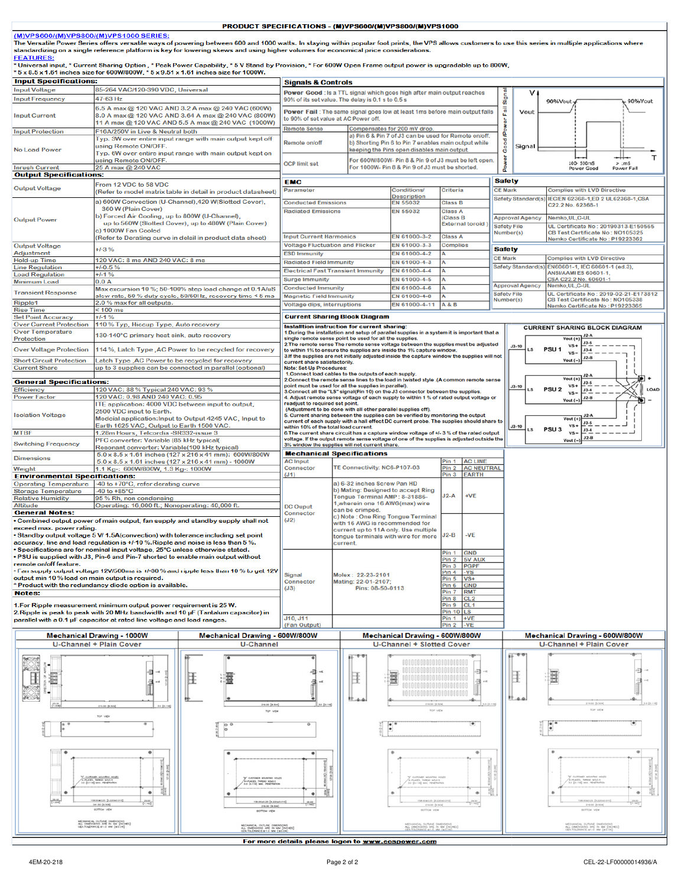# PRODUCT SPECIFICATIONS - (M)VPS600/(M)VPS800/(M)VPS1000

## (M)VPS600/(M)VPS800/(M)VPS1000 SERIES:

The Versatile Power Series offers versatile ways of powering between 600 and 1000 watts. In staying within popular foot prints, the VPS allows customers to use this series in multiple applications where standardizing on a single reference platform is key for lowering skews and using higher volumes for economical price considerations.

## FEATURES:

* Universal input, * Current Sharing Option , * Peak Power Capability, * 5 V Stand by Provision, * For 600W Open Frame output power is upgradable up to 800W,
* 5 x 8.5 x 1.61 inches size for 600W/800W, * 5 x 9.51 x 1.61 inches size for 1000W.

### Input Specifications:

| | |
|---|---|
| Input Voltage | 85-264 VAC/120-390 VDC, Universal |
| Input Frequency | 47-63 Hz |
| Input Current | 6.5 A max @ 120 VAC AND 3.2 A max @ 240 VAC (600W)<br>8.0 A max @ 120 VAC AND 3.64 A max @ 240 VAC (800W)<br>11 A max @ 120 VAC AND 5.5 A max @ 240 VAC (1000W) |
| Input Protection | F16A/250V in Live & Neutral both |
| No Load Power | Typ. 3W over entire input range with main output kept off using Remote ON/OFF.<br>Typ. 6W over entire input range with main output kept on using Remote ON/OFF. |
| Inrush Current | 25 A max @ 240 VAC |

### Output Specifications:

| | |
|---|---|
| Output Voltage | From 12 VDC to 58 VDC<br>(Refer to model matrix table in detail in product datasheet) |
| Output Power | a) 600W Convection (U-Channel),420 W(Slotted Cover), 360 W (Plain Cover)<br>b) Forced Air Cooling, up to 800W (U-Channel), up to 560W (Slotted Cover), up to 480W (Plain Cover)<br>c) 1000W Fan Cooled<br>(Refer to Derating curve in detail in product data sheet) |
| Output Voltage Adjustment | +/-3 % |
| Hold-up Time | 120 VAC: 8 ms AND 240 VAC: 8 ms |
| Line Regulation | +/-0.5 % |
| Load Regulation | +/-1 % |
| Minimum Load | 0.0 A |
| Transient Response | Max excursion 10 %; 50-100% step load change at 0.1A/uS slew rate, 50 % duty cycle, 50/60Hz, recovery time < 5 ms |
| Ripple1 | 2.0 % max for all outputs. |
| Rise Time | < 100 ms |
| Set Point Accuracy | +/-1 % |
| Over Current Protection | 110 % Typ, Hiccup Type, Auto recovery |
| Over Temperature Protection | 130-140°C primary heat sink, auto recovery |
| Over Voltage Protection | 114 %, Latch Type ,AC Power to be recycled for recovery |
| Short Circuit Protection | Latch Type ,AC Power to be recycled for recovery |
| Current Share | up to 3 supplies can be connected in parallel (optional) |

### General Specifications:

| | |
|---|---|
| Efficiency | 120 VAC: 88 % Typical 240 VAC: 93 % |
| Power Factor | 120 VAC: 0.98 AND 240 VAC: 0.95 |
| Isolation Voltage | ITE application: 4000 VDC between input to output, 2500 VDC input to Earth.<br>Medical application:Input to Output 4245 VAC, Input to Earth 1625 VAC, Output to Earth 1500 VAC. |
| MTBF | 1.28m Hours, Telcordia -SR332-issue 3 |
| Switching Frequency | PFC converter: Variable (85 kHz typical(<br>Resonant converter: Variable(100 kHz typical) |
| Dimensions | 5.0 x 8.5 x 1.61 inches (127 x 216 x 41 mm): 600W/800W<br>5.0 x 8.5 x 1.61 inches (127 x 216 x 41 mm) - 1000W |
| Weight | 1.1 Kg-: 600W/800W, 1.3 Kg-: 1000W |

### Environmental Specifications:

| | |
|---|---|
| Operating Temperature | -40 to +70°C, refer derating curve |
| Storage Temperature | -40 to +85°C |
| Relative Humidity | 95 % Rh, non condensing |
| Altitude | Operating: 16,000 ft.; Nonoperating: 40,000 ft. |

### General Notes:

- Combined output power of main output, fan supply and standby supply shall not exceed max. power rating.
- Standby output voltage 5 V/ 1.5A(convection) with tolerance including set point accuracy, line and load regulation is +/-10 %.Ripple and noise is less than 5 %.
- Specifications are for nominal input voltage, 25°C unless otherwise stated.
- PSU is supplied with J3, Pin-6 and Pin-7 shorted to enable main output without remote on/off feature.
- Fan supply output voltage 12V/500mA is +/-30 % and ripple less than 10 % to get 12V output min 10 % load on main output is required.
- * Product with the redundancy diode option is available.

### Notes:

1.For Ripple measurement minimum output power requirement is 25 W.
2.Ripple is peak to peak with 20 MHz bandwidth and 10 µF (Tantalum capacitor) in parallel with a 0.1 µF capacitor at rated line voltage and load ranges.

### Signals & Controls

| | |
|---|---|
| Power Good : Is a TTL signal which goes high after main output reaches 90% of its set value. The delay is 0.1 s to 0.5 s | |
| Power Fail : The same signal goes low at least 1ms before main output falls to 90% of set value at AC Power off. | |
| Remote Sense | Compensates for 200 mV drop. |
| Remote on/off | a) Pin 6 & Pin 7 of J3 can be used for Remote on/off.<br>b) Shorting Pin 6 to Pin 7 enables main output while keeping the Pins open disables main output. |
| OCP limit set | For 600W/800W- Pin 8 & Pin 9 of J3 must be left open.<br>For 1000W- Pin 8 & Pin 9 of J3 must be shorted. |

Power Good /Power Fail Signal
V
Vout
90%Vout
90%Vout
Signal
100- 500mS
Power Good
> 1mS
Power Fail
T

### EMC

| Parameter | Conditions/ Description | Criteria |
|---|---|---|
| Conducted Emissions | EN 55032 | Class B |
| Radiated Emissions | EN 55032 | Class A (Class B External toroid ) |
| Input Current Harmonics | EN 61000-3-2 | Class A |
| Voltage Fluctuation and Flicker | EN 61000-3-3 | Complies |
| ESD Immunity | EN 61000-4-2 | A |
| Radiated Field Immunity | EN 61000-4-3 | A |
| Electrical Fast Transient Immunity | EN 61000-4-4 | A |
| Surge Immunity | EN 61000-4-5 | A |
| Conducted Immunity | EN 61000-4-6 | A |
| Magnetic Field Immunity | EN 61000-4-8 | A |
| Voltage dips, interruptions | EN 61000-4-11 | A & B |

### Safety

| | |
|---|---|
| CE Mark | Complies with LVD Directive |
| Safety Standard(s) | IEC/EN 62368-1,ED 2 UL62368-1,CSA C22.2 No. 62368-1 |
| Approval Agency | Nemko,UL,C-UL |
| Safety File Number(s) | UL Certificate No : 20190313-E150565<br>CB Test Certificate No : NO105325<br>Nemko Certificate No : P19223362 |

### Safety

| | |
|---|---|
| CE Mark | Complies with LVD Directive |
| Safety Standard(s) | EN60601-1, IEC 60601-1 (ed.3), ANSI/AAMI ES 60601-1, CSA C22.2 No. 60601-1 |
| Approval Agency | Nemko,UL,C-UL |
| Safety File Number(s) | UL Certificate No : 2019-02-21-E173812<br>CB Test Certificate No : NO105338<br>Nemko Certificate No : P19223365 |

### Current Sharing Block Diagram

**Installtion instruction for current sharing:**
1.During the installation and setup of parallel supplies in a system it is important that a single remote sense point be used for all the supplies.
2.The remote sense The remote sense voltage between the supplies must be adjusted to within 1% to ensure the supplies are inside the 1% capture window.
3.If the supplies are not initially adjusted inside the capture window the supplies will not current share satisfactorily.
Note: Set-Up Procedures:
1.Connect load cables to the outputs of each supply.
2.Connect the remote sense lines to the load in twisted style (A common remote sense point must be used for all the supplies in parallel).
3.Connect all the "LS" signal(Pin 10) on the J3 connector between the supplies.
4. Adjust remote sense voltage of each supply to within 1 % of rated output voltage or readjust to required set point.
(Adjustment to be done with all other parallel supplies off).
5. Current sharing between the supplies can be verified by monitoring the output current of each supply with a hall effect DC current probe. The supplies should share to within 10% of the total load current.
6.The current share circuit has a capture window voltage of +/- 3 % of the rated output voltage. If the output remote sense voltage of one of the supplies is adjusted outside the 3% window the supplies will not current share.

CURRENT SHARING BLOCK DIAGRAM
J3-10 LS PSU 1 Vout (+) VS+ VS- Vout (-) J2-A J3-5 J3-4 J2-B
J3-10 LS PSU 2 Vout (+) VS+ VS- Vout (-) J2-A J3-5 J3-4 J2-B LOAD + -
J3-10 LS PSU 3 Vout (+) VS+ VS- Vout (-) J2-A J3-5 J3-4 J2-B

### Mechanical Specifications

| | | | |
|---|---|---|---|
| AC Input Connector (J1) | TE Connectivity: NC6-P107-03 | Pin 1 | AC LINE |
| | | Pin 2 | AC NEUTRAL |
| | | Pin 3 | EARTH |
| DC Ouput Connector (J2) | a) 6-32 inches Screw Pan HD<br>b) Mating: Designed to accept Ring Tongue Terminal AMP : 8-31886-1,wherein one 16 AWG(max) wire can be crimped.<br>c) Note : One Ring Tongue Terminal with 16 AWG is recommended for current up to 11A only. Use multiple tongue terminals with wire for more current. | J2-A | +VE |
| | | J2-B | -VE |
| Signal Connector (J3) | Molex : 22-23-2101<br>Mating: 22-01-2107;<br>Pins: 08-50-0113 | Pin 1 | GND |
| | | Pin 2 | 5V AUX |
| | | Pin 3 | PGPF |
| | | Pin 4 | -VS |
| | | Pin 5 | VS+ |
| | | Pin 6 | GND |
| | | Pin 7 | RMT |
| | | Pin 8 | CL2 |
| | | Pin 9 | CL1 |
| | | Pin 10 | LS |
| J10, J11 (Fan Output) | | Pin 1 | +VE |
| | | Pin 2 | -VE |

### Mechanical Drawing - 1000W
U-Channel + Plain Cover

### Mechanical Drawing - 600W/800W
U-Channel

### Mechanical Drawing - 600W/800W
U-Channel + Slotted Cover

### Mechanical Drawing - 600W/800W
U-Channel + Plain Cover

For more details please logon to www.cospower.com

4EM-20-218

CEL-22-LF00000014936/A